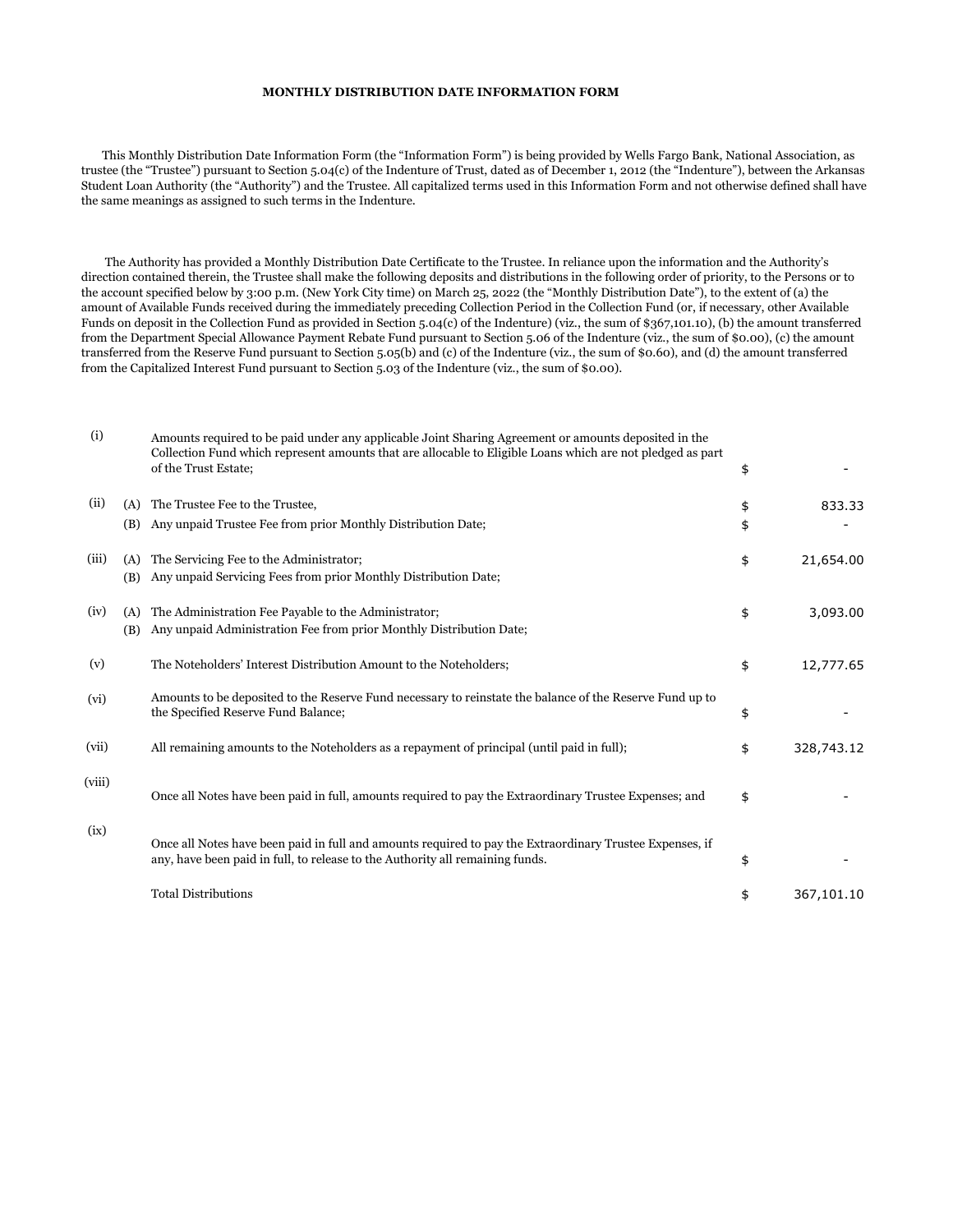# MONTHLY DISTRIBUTION DATE INFORMATION FORM

This Monthly Distribution Date Information Form (the "Information Form") is being provided by Wells Fargo Bank, National Association, as trustee (the "Trustee") pursuant to Section 5.04(c) of the Indenture of Trust, dated as of December 1, 2012 (the "Indenture"), between the Arkansas Student Loan Authority (the "Authority") and the Trustee. All capitalized terms used in this Information Form and not otherwise defined shall have the same meanings as assigned to such terms in the Indenture.

The Authority has provided a Monthly Distribution Date Certificate to the Trustee. In reliance upon the information and the Authority's direction contained therein, the Trustee shall make the following deposits and distributions in the following order of priority, to the Persons or to the account specified below by 3:00 p.m. (New York City time) on March 25, 2022 (the "Monthly Distribution Date"), to the extent of (a) the amount of Available Funds received during the immediately preceding Collection Period in the Collection Fund (or, if necessary, other Available Funds on deposit in the Collection Fund as provided in Section 5.04(c) of the Indenture) (viz., the sum of $367,101.10), (b) the amount transferred from the Department Special Allowance Payment Rebate Fund pursuant to Section 5.06 of the Indenture (viz., the sum of $0.00), (c) the amount transferred from the Reserve Fund pursuant to Section 5.05(b) and (c) of the Indenture (viz., the sum of $0.60), and (d) the amount transferred from the Capitalized Interest Fund pursuant to Section 5.03 of the Indenture (viz., the sum of $0.00).

| | | | | |
|---|---|---|---|---|
| (i) | | Amounts required to be paid under any applicable Joint Sharing Agreement or amounts deposited in the Collection Fund which represent amounts that are allocable to Eligible Loans which are not pledged as part of the Trust Estate; | $ | - |
| (ii) | (A) | The Trustee Fee to the Trustee, | $ | 833.33 |
| | (B) | Any unpaid Trustee Fee from prior Monthly Distribution Date; | $ | - |
| (iii) | (A) | The Servicing Fee to the Administrator; | $ | 21,654.00 |
| | (B) | Any unpaid Servicing Fees from prior Monthly Distribution Date; | | |
| (iv) | (A) | The Administration Fee Payable to the Administrator; | $ | 3,093.00 |
| | (B) | Any unpaid Administration Fee from prior Monthly Distribution Date; | | |
| (v) | | The Noteholders' Interest Distribution Amount to the Noteholders; | $ | 12,777.65 |
| (vi) | | Amounts to be deposited to the Reserve Fund necessary to reinstate the balance of the Reserve Fund up to the Specified Reserve Fund Balance; | $ | - |
| (vii) | | All remaining amounts to the Noteholders as a repayment of principal (until paid in full); | $ | 328,743.12 |
| (viii) | | Once all Notes have been paid in full, amounts required to pay the Extraordinary Trustee Expenses; and | $ | - |
| (ix) | | Once all Notes have been paid in full and amounts required to pay the Extraordinary Trustee Expenses, if any, have been paid in full, to release to the Authority all remaining funds. | $ | - |
| | | Total Distributions | $ | 367,101.10 |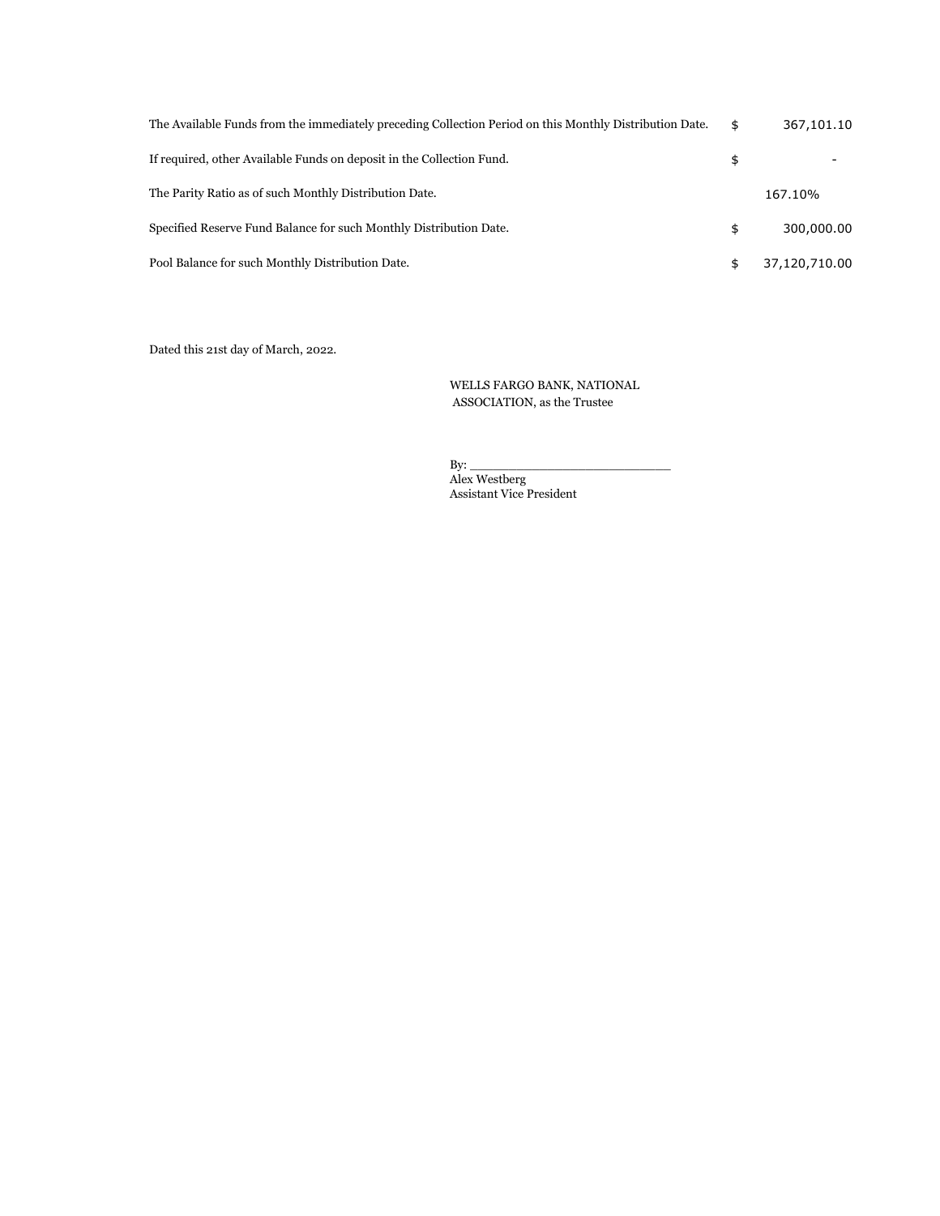| | | |
|---|---|---|
| The Available Funds from the immediately preceding Collection Period on this Monthly Distribution Date. | $ | 367,101.10 |
| If required, other Available Funds on deposit in the Collection Fund. | $ | - |
| The Parity Ratio as of such Monthly Distribution Date. | | 167.10% |
| Specified Reserve Fund Balance for such Monthly Distribution Date. | $ | 300,000.00 |
| Pool Balance for such Monthly Distribution Date. | $ | 37,120,710.00 |

Dated this 21st day of March, 2022.

WELLS FARGO BANK, NATIONAL ASSOCIATION, as the Trustee

By: ___________________________
Alex Westberg
Assistant Vice President